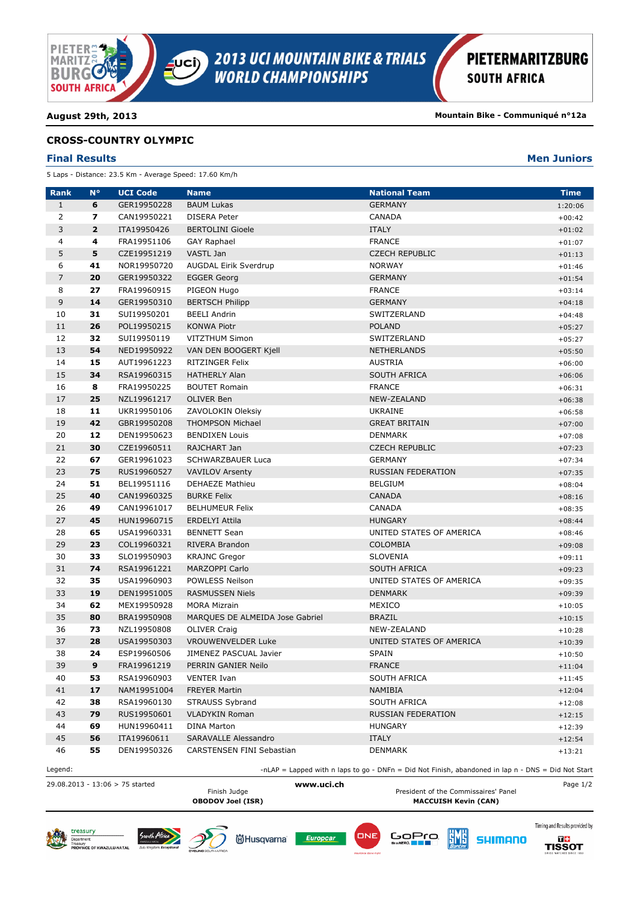# 2013 UCI MOUNTAIN BIKE & TRIALS WORLD CHAMPIONSHIPS

PIETERMARITZBURG SOUTH AFRICA

**August 29th, 2013** — **Mountain Bike - Communiqué n°12a**

## CROSS-COUNTRY OLYMPIC

### Final Results — Men Juniors

5 Laps - Distance: 23.5 Km - Average Speed: 17.60 Km/h

| Rank | N° | UCI Code | Name | National Team | Time |
|---|---|---|---|---|---|
| 1 | 6 | GER19950228 | BAUM Lukas | GERMANY | 1:20:06 |
| 2 | 7 | CAN19950221 | DISERA Peter | CANADA | +00:42 |
| 3 | 2 | ITA19950426 | BERTOLINI Gioele | ITALY | +01:02 |
| 4 | 4 | FRA19951106 | GAY Raphael | FRANCE | +01:07 |
| 5 | 5 | CZE19951219 | VASTL Jan | CZECH REPUBLIC | +01:13 |
| 6 | 41 | NOR19950720 | AUGDAL Eirik Sverdrup | NORWAY | +01:46 |
| 7 | 20 | GER19950322 | EGGER Georg | GERMANY | +01:54 |
| 8 | 27 | FRA19960915 | PIGEON Hugo | FRANCE | +03:14 |
| 9 | 14 | GER19950310 | BERTSCH Philipp | GERMANY | +04:18 |
| 10 | 31 | SUI19950201 | BEELI Andrin | SWITZERLAND | +04:48 |
| 11 | 26 | POL19950215 | KONWA Piotr | POLAND | +05:27 |
| 12 | 32 | SUI19950119 | VITZTHUM Simon | SWITZERLAND | +05:27 |
| 13 | 54 | NED19950922 | VAN DEN BOOGERT Kjell | NETHERLANDS | +05:50 |
| 14 | 15 | AUT19961223 | RITZINGER Felix | AUSTRIA | +06:00 |
| 15 | 34 | RSA19960315 | HATHERLY Alan | SOUTH AFRICA | +06:06 |
| 16 | 8 | FRA19950225 | BOUTET Romain | FRANCE | +06:31 |
| 17 | 25 | NZL19961217 | OLIVER Ben | NEW-ZEALAND | +06:38 |
| 18 | 11 | UKR19950106 | ZAVOLOKIN Oleksiy | UKRAINE | +06:58 |
| 19 | 42 | GBR19950208 | THOMPSON Michael | GREAT BRITAIN | +07:00 |
| 20 | 12 | DEN19950623 | BENDIXEN Louis | DENMARK | +07:08 |
| 21 | 30 | CZE19960511 | RAJCHART Jan | CZECH REPUBLIC | +07:23 |
| 22 | 67 | GER19961023 | SCHWARZBAUER Luca | GERMANY | +07:34 |
| 23 | 75 | RUS19960527 | VAVILOV Arsenty | RUSSIAN FEDERATION | +07:35 |
| 24 | 51 | BEL19951116 | DEHAEZE Mathieu | BELGIUM | +08:04 |
| 25 | 40 | CAN19960325 | BURKE Felix | CANADA | +08:16 |
| 26 | 49 | CAN19961017 | BELHUMEUR Felix | CANADA | +08:35 |
| 27 | 45 | HUN19960715 | ERDELYI Attila | HUNGARY | +08:44 |
| 28 | 65 | USA19960331 | BENNETT Sean | UNITED STATES OF AMERICA | +08:46 |
| 29 | 23 | COL19960321 | RIVERA Brandon | COLOMBIA | +09:08 |
| 30 | 33 | SLO19950903 | KRAJNC Gregor | SLOVENIA | +09:11 |
| 31 | 74 | RSA19961221 | MARZOPPI Carlo | SOUTH AFRICA | +09:23 |
| 32 | 35 | USA19960903 | POWLESS Neilson | UNITED STATES OF AMERICA | +09:35 |
| 33 | 19 | DEN19951005 | RASMUSSEN Niels | DENMARK | +09:39 |
| 34 | 62 | MEX19950928 | MORA Mizrain | MEXICO | +10:05 |
| 35 | 80 | BRA19950908 | MARQUES DE ALMEIDA Jose Gabriel | BRAZIL | +10:15 |
| 36 | 73 | NZL19950808 | OLIVER Craig | NEW-ZEALAND | +10:28 |
| 37 | 28 | USA19950303 | VROUWENVELDER Luke | UNITED STATES OF AMERICA | +10:39 |
| 38 | 24 | ESP19960506 | JIMENEZ PASCUAL Javier | SPAIN | +10:50 |
| 39 | 9 | FRA19961219 | PERRIN GANIER Neilo | FRANCE | +11:04 |
| 40 | 53 | RSA19960903 | VENTER Ivan | SOUTH AFRICA | +11:45 |
| 41 | 17 | NAM19951004 | FREYER Martin | NAMIBIA | +12:04 |
| 42 | 38 | RSA19960130 | STRAUSS Sybrand | SOUTH AFRICA | +12:08 |
| 43 | 79 | RUS19950601 | VLADYKIN Roman | RUSSIAN FEDERATION | +12:15 |
| 44 | 69 | HUN19960411 | DINA Marton | HUNGARY | +12:39 |
| 45 | 56 | ITA19960611 | SARAVALLE Alessandro | ITALY | +12:54 |
| 46 | 55 | DEN19950326 | CARSTENSEN FINI Sebastian | DENMARK | +13:21 |

Legend: -nLAP = Lapped with n laps to go - DNFn = Did Not Finish, abandoned in lap n - DNS = Did Not Start

29.08.2013 - 13:06 > 75 started

www.uci.ch

Finish Judge
**OBODOV Joel (ISR)**

President of the Commissaires' Panel
**MACCUISH Kevin (CAN)**

Timing and Results provided by TISSOT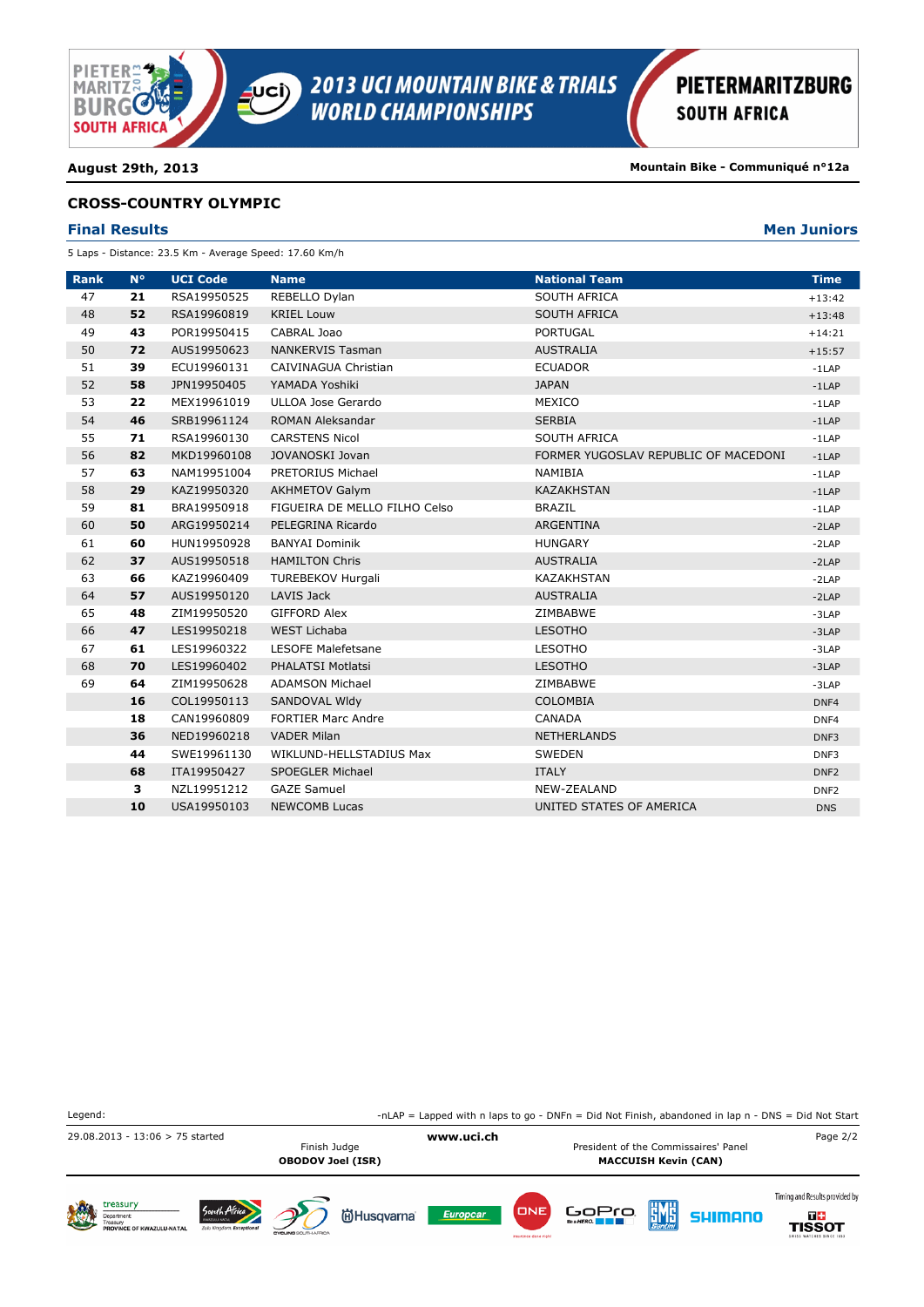# 2013 UCI MOUNTAIN BIKE & TRIALS WORLD CHAMPIONSHIPS

PIETERMARITZBURG SOUTH AFRICA

**August 29th, 2013** — **Mountain Bike - Communiqué n°12a**

## CROSS-COUNTRY OLYMPIC

### Final Results — Men Juniors

5 Laps - Distance: 23.5 Km - Average Speed: 17.60 Km/h

| Rank | N° | UCI Code | Name | National Team | Time |
|---|---|---|---|---|---|
| 47 | **21** | RSA19950525 | REBELLO Dylan | SOUTH AFRICA | +13:42 |
| 48 | **52** | RSA19960819 | KRIEL Louw | SOUTH AFRICA | +13:48 |
| 49 | **43** | POR19950415 | CABRAL Joao | PORTUGAL | +14:21 |
| 50 | **72** | AUS19950623 | NANKERVIS Tasman | AUSTRALIA | +15:57 |
| 51 | **39** | ECU19960131 | CAIVINAGUA Christian | ECUADOR | -1LAP |
| 52 | **58** | JPN19950405 | YAMADA Yoshiki | JAPAN | -1LAP |
| 53 | **22** | MEX19961019 | ULLOA Jose Gerardo | MEXICO | -1LAP |
| 54 | **46** | SRB19961124 | ROMAN Aleksandar | SERBIA | -1LAP |
| 55 | **71** | RSA19960130 | CARSTENS Nicol | SOUTH AFRICA | -1LAP |
| 56 | **82** | MKD19960108 | JOVANOSKI Jovan | FORMER YUGOSLAV REPUBLIC OF MACEDONI | -1LAP |
| 57 | **63** | NAM19951004 | PRETORIUS Michael | NAMIBIA | -1LAP |
| 58 | **29** | KAZ19950320 | AKHMETOV Galym | KAZAKHSTAN | -1LAP |
| 59 | **81** | BRA19950918 | FIGUEIRA DE MELLO FILHO Celso | BRAZIL | -1LAP |
| 60 | **50** | ARG19950214 | PELEGRINA Ricardo | ARGENTINA | -2LAP |
| 61 | **60** | HUN19950928 | BANYAI Dominik | HUNGARY | -2LAP |
| 62 | **37** | AUS19950518 | HAMILTON Chris | AUSTRALIA | -2LAP |
| 63 | **66** | KAZ19960409 | TUREBEKOV Hurgali | KAZAKHSTAN | -2LAP |
| 64 | **57** | AUS19950120 | LAVIS Jack | AUSTRALIA | -2LAP |
| 65 | **48** | ZIM19950520 | GIFFORD Alex | ZIMBABWE | -3LAP |
| 66 | **47** | LES19950218 | WEST Lichaba | LESOTHO | -3LAP |
| 67 | **61** | LES19960322 | LESOFE Malefetsane | LESOTHO | -3LAP |
| 68 | **70** | LES19960402 | PHALATSI Motlatsi | LESOTHO | -3LAP |
| 69 | **64** | ZIM19950628 | ADAMSON Michael | ZIMBABWE | -3LAP |
| | **16** | COL19950113 | SANDOVAL Wldy | COLOMBIA | DNF4 |
| | **18** | CAN19960809 | FORTIER Marc Andre | CANADA | DNF4 |
| | **36** | NED19960218 | VADER Milan | NETHERLANDS | DNF3 |
| | **44** | SWE19961130 | WIKLUND-HELLSTADIUS Max | SWEDEN | DNF3 |
| | **68** | ITA19950427 | SPOEGLER Michael | ITALY | DNF2 |
| | **3** | NZL19951212 | GAZE Samuel | NEW-ZEALAND | DNF2 |
| | **10** | USA19950103 | NEWCOMB Lucas | UNITED STATES OF AMERICA | DNS |

Legend: -nLAP = Lapped with n laps to go - DNFn = Did Not Finish, abandoned in lap n - DNS = Did Not Start

29.08.2013 - 13:06 > 75 started

www.uci.ch

Finish Judge
**OBODOV Joel (ISR)**

President of the Commissaires' Panel
**MACCUISH Kevin (CAN)**

Timing and Results provided by TISSOT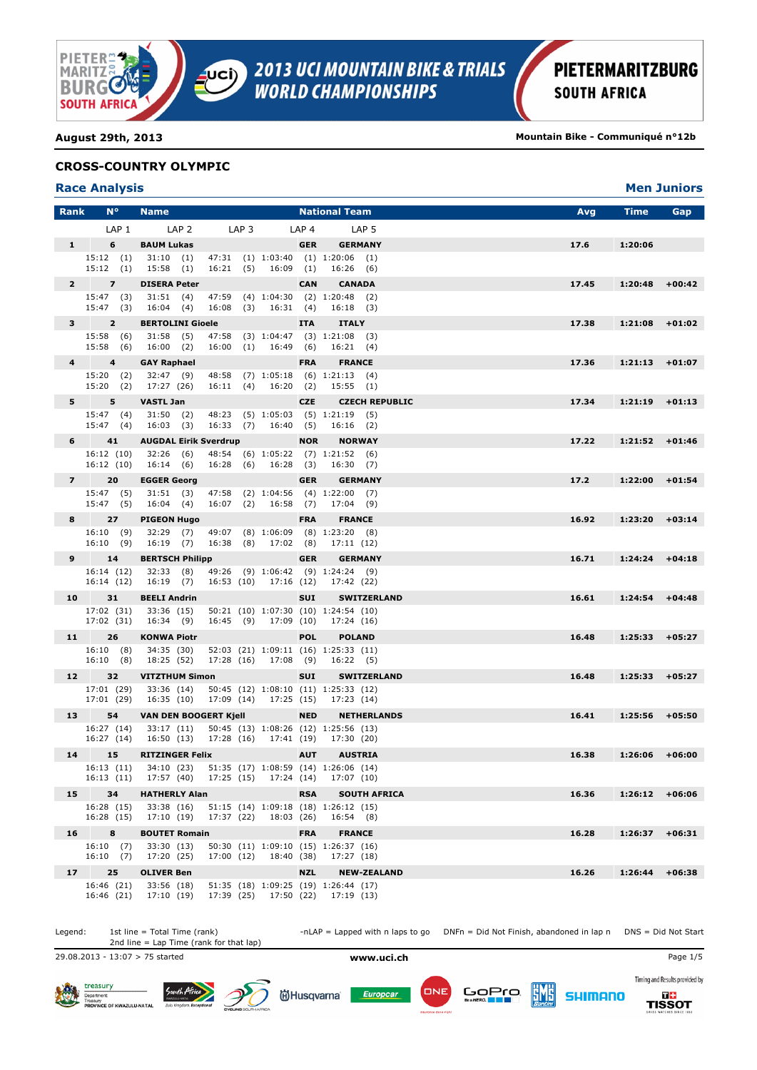# 2013 UCI MOUNTAIN BIKE & TRIALS WORLD CHAMPIONSHIPS

PIETERMARITZBURG SOUTH AFRICA

**August 29th, 2013** — **Mountain Bike - Communiqué n°12b**

## CROSS-COUNTRY OLYMPIC

### Race Analysis — Men Juniors

| Rank | N° | Name | National Team | | LAP 1 | LAP 2 | LAP 3 | LAP 4 | LAP 5 | Avg | Time | Gap |
|---|---|---|---|---|---|---|---|---|---|---|---|---|
| 1 | 6 | BAUM Lukas | GER | GERMANY | 15:12 (1) | 31:10 (1) | 47:31 (1) | 1:03:40 (1) | 1:20:06 (1) | 17.6 | 1:20:06 | |
| | | | | | 15:12 (1) | 15:58 (1) | 16:21 (5) | 16:09 (1) | 16:26 (6) | | | |
| 2 | 7 | DISERA Peter | CAN | CANADA | 15:47 (3) | 31:51 (4) | 47:59 (4) | 1:04:30 (2) | 1:20:48 (2) | 17.45 | 1:20:48 | +00:42 |
| | | | | | 15:47 (3) | 16:04 (4) | 16:08 (3) | 16:31 (4) | 16:18 (3) | | | |
| 3 | 2 | BERTOLINI Gioele | ITA | ITALY | 15:58 (6) | 31:58 (5) | 47:58 (3) | 1:04:47 (3) | 1:21:08 (3) | 17.38 | 1:21:08 | +01:02 |
| | | | | | 15:58 (6) | 16:00 (2) | 16:00 (1) | 16:49 (6) | 16:21 (4) | | | |
| 4 | 4 | GAY Raphael | FRA | FRANCE | 15:20 (2) | 32:47 (9) | 48:58 (7) | 1:05:18 (6) | 1:21:13 (4) | 17.36 | 1:21:13 | +01:07 |
| | | | | | 15:20 (2) | 17:27 (26) | 16:11 (4) | 16:20 (2) | 15:55 (1) | | | |
| 5 | 5 | VASTL Jan | CZE | CZECH REPUBLIC | 15:47 (4) | 31:50 (2) | 48:23 (5) | 1:05:03 (5) | 1:21:19 (5) | 17.34 | 1:21:19 | +01:13 |
| | | | | | 15:47 (4) | 16:03 (3) | 16:33 (7) | 16:40 (5) | 16:16 (2) | | | |
| 6 | 41 | AUGDAL Eirik Sverdrup | NOR | NORWAY | 16:12 (10) | 32:26 (6) | 48:54 (6) | 1:05:22 (7) | 1:21:52 (6) | 17.22 | 1:21:52 | +01:46 |
| | | | | | 16:12 (10) | 16:14 (6) | 16:28 (6) | 16:28 (3) | 16:30 (7) | | | |
| 7 | 20 | EGGER Georg | GER | GERMANY | 15:47 (5) | 31:51 (3) | 47:58 (2) | 1:04:56 (4) | 1:22:00 (7) | 17.2 | 1:22:00 | +01:54 |
| | | | | | 15:47 (5) | 16:04 (4) | 16:07 (2) | 16:58 (7) | 17:04 (9) | | | |
| 8 | 27 | PIGEON Hugo | FRA | FRANCE | 16:10 (9) | 32:29 (7) | 49:07 (8) | 1:06:09 (8) | 1:23:20 (8) | 16.92 | 1:23:20 | +03:14 |
| | | | | | 16:10 (9) | 16:19 (7) | 16:38 (8) | 17:02 (8) | 17:11 (12) | | | |
| 9 | 14 | BERTSCH Philipp | GER | GERMANY | 16:14 (12) | 32:33 (8) | 49:26 (9) | 1:06:42 (9) | 1:24:24 (9) | 16.71 | 1:24:24 | +04:18 |
| | | | | | 16:14 (12) | 16:19 (7) | 16:53 (10) | 17:16 (12) | 17:42 (22) | | | |
| 10 | 31 | BEELI Andrin | SUI | SWITZERLAND | 17:02 (31) | 33:36 (15) | 50:21 (10) | 1:07:30 (10) | 1:24:54 (10) | 16.61 | 1:24:54 | +04:48 |
| | | | | | 17:02 (31) | 16:34 (9) | 16:45 (9) | 17:09 (10) | 17:24 (16) | | | |
| 11 | 26 | KONWA Piotr | POL | POLAND | 16:10 (8) | 34:35 (30) | 52:03 (21) | 1:09:11 (16) | 1:25:33 (11) | 16.48 | 1:25:33 | +05:27 |
| | | | | | 16:10 (8) | 18:25 (52) | 17:28 (16) | 17:08 (9) | 16:22 (5) | | | |
| 12 | 32 | VITZTHUM Simon | SUI | SWITZERLAND | 17:01 (29) | 33:36 (14) | 50:45 (12) | 1:08:10 (11) | 1:25:33 (12) | 16.48 | 1:25:33 | +05:27 |
| | | | | | 17:01 (29) | 16:35 (10) | 17:09 (14) | 17:25 (15) | 17:23 (14) | | | |
| 13 | 54 | VAN DEN BOOGERT Kjell | NED | NETHERLANDS | 16:27 (14) | 33:17 (11) | 50:45 (13) | 1:08:26 (12) | 1:25:56 (13) | 16.41 | 1:25:56 | +05:50 |
| | | | | | 16:27 (14) | 16:50 (13) | 17:28 (16) | 17:41 (19) | 17:30 (20) | | | |
| 14 | 15 | RITZINGER Felix | AUT | AUSTRIA | 16:13 (11) | 34:10 (23) | 51:35 (17) | 1:08:59 (14) | 1:26:06 (14) | 16.38 | 1:26:06 | +06:00 |
| | | | | | 16:13 (11) | 17:57 (40) | 17:25 (15) | 17:24 (14) | 17:07 (10) | | | |
| 15 | 34 | HATHERLY Alan | RSA | SOUTH AFRICA | 16:28 (15) | 33:38 (16) | 51:15 (14) | 1:09:18 (18) | 1:26:12 (15) | 16.36 | 1:26:12 | +06:06 |
| | | | | | 16:28 (15) | 17:10 (19) | 17:37 (22) | 18:03 (26) | 16:54 (8) | | | |
| 16 | 8 | BOUTET Romain | FRA | FRANCE | 16:10 (7) | 33:30 (13) | 50:30 (11) | 1:09:10 (15) | 1:26:37 (16) | 16.28 | 1:26:37 | +06:31 |
| | | | | | 16:10 (7) | 17:20 (25) | 17:00 (12) | 18:40 (38) | 17:27 (18) | | | |
| 17 | 25 | OLIVER Ben | NZL | NEW-ZEALAND | 16:46 (21) | 33:56 (18) | 51:35 (18) | 1:09:25 (19) | 1:26:44 (17) | 16.26 | 1:26:44 | +06:38 |
| | | | | | 16:46 (21) | 17:10 (19) | 17:39 (25) | 17:50 (22) | 17:19 (13) | | | |

Legend: 1st line = Total Time (rank); 2nd line = Lap Time (rank for that lap) — -nLAP = Lapped with n laps to go — DNFn = Did Not Finish, abandoned in lap n — DNS = Did Not Start

29.08.2013 - 13:07 > 75 started — www.uci.ch

Timing and Results provided by TISSOT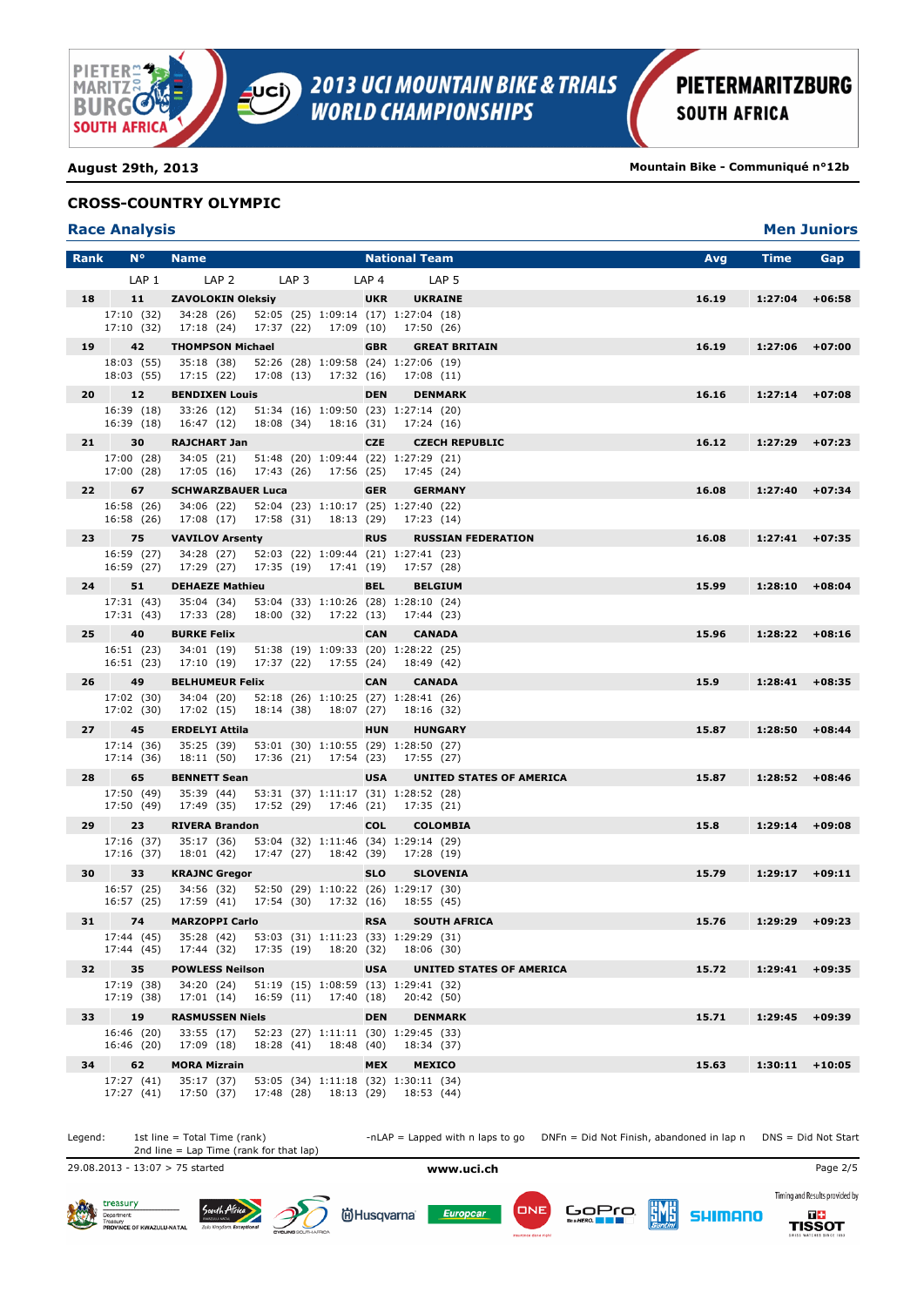**August 29th, 2013** — **Mountain Bike - Communiqué n°12b**

## CROSS-COUNTRY OLYMPIC

### Race Analysis — Men Juniors

| Rank | N° | Name | | National Team | Avg | Time | Gap |
|---|---|---|---|---|---|---|---|
| | LAP 1 | LAP 2 | LAP 3 | LAP 4 | LAP 5 | | |
| 18 | 11 | ZAVOLOKIN Oleksiy | UKR | UKRAINE | 16.19 | 1:27:04 | +06:58 |
| | 17:10 (32) | 34:28 (26) | 52:05 (25) | 1:09:14 (17) | 1:27:04 (18) | | |
| | 17:10 (32) | 17:18 (24) | 17:37 (22) | 17:09 (10) | 17:50 (26) | | |
| 19 | 42 | THOMPSON Michael | GBR | GREAT BRITAIN | 16.19 | 1:27:06 | +07:00 |
| | 18:03 (55) | 35:18 (38) | 52:26 (28) | 1:09:58 (24) | 1:27:06 (19) | | |
| | 18:03 (55) | 17:15 (22) | 17:08 (13) | 17:32 (16) | 17:08 (11) | | |
| 20 | 12 | BENDIXEN Louis | DEN | DENMARK | 16.16 | 1:27:14 | +07:08 |
| | 16:39 (18) | 33:26 (12) | 51:34 (16) | 1:09:50 (23) | 1:27:14 (20) | | |
| | 16:39 (18) | 16:47 (12) | 18:08 (34) | 18:16 (31) | 17:24 (16) | | |
| 21 | 30 | RAJCHART Jan | CZE | CZECH REPUBLIC | 16.12 | 1:27:29 | +07:23 |
| | 17:00 (28) | 34:05 (21) | 51:48 (20) | 1:09:44 (22) | 1:27:29 (21) | | |
| | 17:00 (28) | 17:05 (16) | 17:43 (26) | 17:56 (25) | 17:45 (24) | | |
| 22 | 67 | SCHWARZBAUER Luca | GER | GERMANY | 16.08 | 1:27:40 | +07:34 |
| | 16:58 (26) | 34:06 (22) | 52:04 (23) | 1:10:17 (25) | 1:27:40 (22) | | |
| | 16:58 (26) | 17:08 (17) | 17:58 (31) | 18:13 (29) | 17:23 (14) | | |
| 23 | 75 | VAVILOV Arsenty | RUS | RUSSIAN FEDERATION | 16.08 | 1:27:41 | +07:35 |
| | 16:59 (27) | 34:28 (27) | 52:03 (22) | 1:09:44 (21) | 1:27:41 (23) | | |
| | 16:59 (27) | 17:29 (27) | 17:35 (19) | 17:41 (19) | 17:57 (28) | | |
| 24 | 51 | DEHAEZE Mathieu | BEL | BELGIUM | 15.99 | 1:28:10 | +08:04 |
| | 17:31 (43) | 35:04 (34) | 53:04 (33) | 1:10:26 (28) | 1:28:10 (24) | | |
| | 17:31 (43) | 17:33 (28) | 18:00 (32) | 17:22 (13) | 17:44 (23) | | |
| 25 | 40 | BURKE Felix | CAN | CANADA | 15.96 | 1:28:22 | +08:16 |
| | 16:51 (23) | 34:01 (19) | 51:38 (19) | 1:09:33 (20) | 1:28:22 (25) | | |
| | 16:51 (23) | 17:10 (19) | 17:37 (22) | 17:55 (24) | 18:49 (42) | | |
| 26 | 49 | BELHUMEUR Felix | CAN | CANADA | 15.9 | 1:28:41 | +08:35 |
| | 17:02 (30) | 34:04 (20) | 52:18 (26) | 1:10:25 (27) | 1:28:41 (26) | | |
| | 17:02 (30) | 17:02 (15) | 18:14 (38) | 18:07 (27) | 18:16 (32) | | |
| 27 | 45 | ERDELYI Attila | HUN | HUNGARY | 15.87 | 1:28:50 | +08:44 |
| | 17:14 (36) | 35:25 (39) | 53:01 (30) | 1:10:55 (29) | 1:28:50 (27) | | |
| | 17:14 (36) | 18:11 (50) | 17:36 (21) | 17:54 (23) | 17:55 (27) | | |
| 28 | 65 | BENNETT Sean | USA | UNITED STATES OF AMERICA | 15.87 | 1:28:52 | +08:46 |
| | 17:50 (49) | 35:39 (44) | 53:31 (37) | 1:11:17 (31) | 1:28:52 (28) | | |
| | 17:50 (49) | 17:49 (35) | 17:52 (29) | 17:46 (21) | 17:35 (21) | | |
| 29 | 23 | RIVERA Brandon | COL | COLOMBIA | 15.8 | 1:29:14 | +09:08 |
| | 17:16 (37) | 35:17 (36) | 53:04 (32) | 1:11:46 (34) | 1:29:14 (29) | | |
| | 17:16 (37) | 18:01 (42) | 17:47 (27) | 18:42 (39) | 17:28 (19) | | |
| 30 | 33 | KRAJNC Gregor | SLO | SLOVENIA | 15.79 | 1:29:17 | +09:11 |
| | 16:57 (25) | 34:56 (32) | 52:50 (29) | 1:10:22 (26) | 1:29:17 (30) | | |
| | 16:57 (25) | 17:59 (41) | 17:54 (30) | 17:32 (16) | 18:55 (45) | | |
| 31 | 74 | MARZOPPI Carlo | RSA | SOUTH AFRICA | 15.76 | 1:29:29 | +09:23 |
| | 17:44 (45) | 35:28 (42) | 53:03 (31) | 1:11:23 (33) | 1:29:29 (31) | | |
| | 17:44 (45) | 17:44 (32) | 17:35 (19) | 18:20 (32) | 18:06 (30) | | |
| 32 | 35 | POWLESS Neilson | USA | UNITED STATES OF AMERICA | 15.72 | 1:29:41 | +09:35 |
| | 17:19 (38) | 34:20 (24) | 51:19 (15) | 1:08:59 (13) | 1:29:41 (32) | | |
| | 17:19 (38) | 17:01 (14) | 16:59 (11) | 17:40 (18) | 20:42 (50) | | |
| 33 | 19 | RASMUSSEN Niels | DEN | DENMARK | 15.71 | 1:29:45 | +09:39 |
| | 16:46 (20) | 33:55 (17) | 52:23 (27) | 1:11:11 (30) | 1:29:45 (33) | | |
| | 16:46 (20) | 17:09 (18) | 18:28 (41) | 18:48 (40) | 18:34 (37) | | |
| 34 | 62 | MORA Mizrain | MEX | MEXICO | 15.63 | 1:30:11 | +10:05 |
| | 17:27 (41) | 35:17 (37) | 53:05 (34) | 1:11:18 (32) | 1:30:11 (34) | | |
| | 17:27 (41) | 17:50 (37) | 17:48 (28) | 18:13 (29) | 18:53 (44) | | |

Legend: 1st line = Total Time (rank) — 2nd line = Lap Time (rank for that lap) — -nLAP = Lapped with n laps to go — DNFn = Did Not Finish, abandoned in lap n — DNS = Did Not Start

29.08.2013 - 13:07 > 75 started — www.uci.ch

Timing and Results provided by TISSOT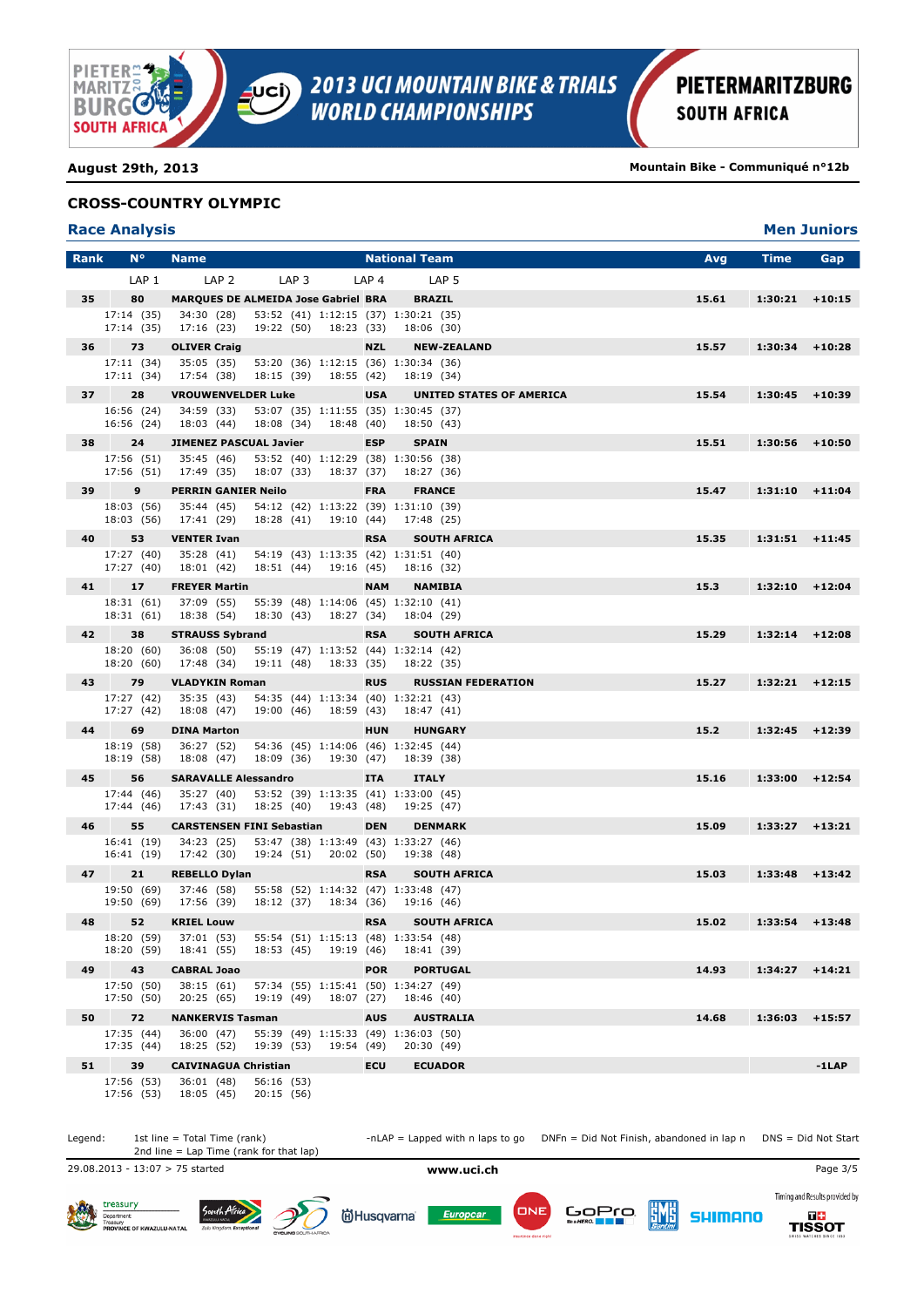## 2013 UCI MOUNTAIN BIKE & TRIALS WORLD CHAMPIONSHIPS

PIETERMARITZBURG SOUTH AFRICA

**August 29th, 2013** — **Mountain Bike - Communiqué n°12b**

### CROSS-COUNTRY OLYMPIC

#### Race Analysis — Men Juniors

| Rank | N° | Name | | National Team | Avg | Time | Gap |
|---|---|---|---|---|---|---|---|
| | LAP 1 | LAP 2 | LAP 3 | LAP 4 | LAP 5 | | |
| **35** | **80** | **MARQUES DE ALMEIDA Jose Gabriel** | **BRA** | **BRAZIL** | **15.61** | **1:30:21** | **+10:15** |
| | 17:14 (35) / 17:14 (35) | 34:30 (28) / 17:16 (23) | 53:52 (41) / 19:22 (50) | 1:12:15 (37) / 18:23 (33) | 1:30:21 (35) / 18:06 (30) | | |
| **36** | **73** | **OLIVER Craig** | **NZL** | **NEW-ZEALAND** | **15.57** | **1:30:34** | **+10:28** |
| | 17:11 (34) / 17:11 (34) | 35:05 (35) / 17:54 (38) | 53:20 (36) / 18:15 (39) | 1:12:15 (36) / 18:55 (42) | 1:30:34 (36) / 18:19 (34) | | |
| **37** | **28** | **VROUWENVELDER Luke** | **USA** | **UNITED STATES OF AMERICA** | **15.54** | **1:30:45** | **+10:39** |
| | 16:56 (24) / 16:56 (24) | 34:59 (33) / 18:03 (44) | 53:07 (35) / 18:08 (34) | 1:11:55 (35) / 18:48 (40) | 1:30:45 (37) / 18:50 (43) | | |
| **38** | **24** | **JIMENEZ PASCUAL Javier** | **ESP** | **SPAIN** | **15.51** | **1:30:56** | **+10:50** |
| | 17:56 (51) / 17:56 (51) | 35:45 (46) / 17:49 (35) | 53:52 (40) / 18:07 (33) | 1:12:29 (38) / 18:37 (37) | 1:30:56 (38) / 18:27 (36) | | |
| **39** | **9** | **PERRIN GANIER Neilo** | **FRA** | **FRANCE** | **15.47** | **1:31:10** | **+11:04** |
| | 18:03 (56) / 18:03 (56) | 35:44 (45) / 17:41 (29) | 54:12 (42) / 18:28 (41) | 1:13:22 (39) / 19:10 (44) | 1:31:10 (39) / 17:48 (25) | | |
| **40** | **53** | **VENTER Ivan** | **RSA** | **SOUTH AFRICA** | **15.35** | **1:31:51** | **+11:45** |
| | 17:27 (40) / 17:27 (40) | 35:28 (41) / 18:01 (42) | 54:19 (43) / 18:51 (44) | 1:13:35 (42) / 19:16 (45) | 1:31:51 (40) / 18:16 (32) | | |
| **41** | **17** | **FREYER Martin** | **NAM** | **NAMIBIA** | **15.3** | **1:32:10** | **+12:04** |
| | 18:31 (61) / 18:31 (61) | 37:09 (55) / 18:38 (54) | 55:39 (48) / 18:30 (43) | 1:14:06 (45) / 18:27 (34) | 1:32:10 (41) / 18:04 (29) | | |
| **42** | **38** | **STRAUSS Sybrand** | **RSA** | **SOUTH AFRICA** | **15.29** | **1:32:14** | **+12:08** |
| | 18:20 (60) / 18:20 (60) | 36:08 (50) / 17:48 (34) | 55:19 (47) / 19:11 (48) | 1:13:52 (44) / 18:33 (35) | 1:32:14 (42) / 18:22 (35) | | |
| **43** | **79** | **VLADYKIN Roman** | **RUS** | **RUSSIAN FEDERATION** | **15.27** | **1:32:21** | **+12:15** |
| | 17:27 (42) / 17:27 (42) | 35:35 (43) / 18:08 (47) | 54:35 (44) / 19:00 (46) | 1:13:34 (40) / 18:59 (43) | 1:32:21 (43) / 18:47 (41) | | |
| **44** | **69** | **DINA Marton** | **HUN** | **HUNGARY** | **15.2** | **1:32:45** | **+12:39** |
| | 18:19 (58) / 18:19 (58) | 36:27 (52) / 18:08 (47) | 54:36 (45) / 18:09 (36) | 1:14:06 (46) / 19:30 (47) | 1:32:45 (44) / 18:39 (38) | | |
| **45** | **56** | **SARAVALLE Alessandro** | **ITA** | **ITALY** | **15.16** | **1:33:00** | **+12:54** |
| | 17:44 (46) / 17:44 (46) | 35:27 (40) / 17:43 (31) | 53:52 (39) / 18:25 (40) | 1:13:35 (41) / 19:43 (48) | 1:33:00 (45) / 19:25 (47) | | |
| **46** | **55** | **CARSTENSEN FINI Sebastian** | **DEN** | **DENMARK** | **15.09** | **1:33:27** | **+13:21** |
| | 16:41 (19) / 16:41 (19) | 34:23 (25) / 17:42 (30) | 53:47 (38) / 19:24 (51) | 1:13:49 (43) / 20:02 (50) | 1:33:27 (46) / 19:38 (48) | | |
| **47** | **21** | **REBELLO Dylan** | **RSA** | **SOUTH AFRICA** | **15.03** | **1:33:48** | **+13:42** |
| | 19:50 (69) / 19:50 (69) | 37:46 (58) / 17:56 (39) | 55:58 (52) / 18:12 (37) | 1:14:32 (47) / 18:34 (36) | 1:33:48 (47) / 19:16 (46) | | |
| **48** | **52** | **KRIEL Louw** | **RSA** | **SOUTH AFRICA** | **15.02** | **1:33:54** | **+13:48** |
| | 18:20 (59) / 18:20 (59) | 37:01 (53) / 18:41 (55) | 55:54 (51) / 18:53 (45) | 1:15:13 (48) / 19:19 (46) | 1:33:54 (48) / 18:41 (39) | | |
| **49** | **43** | **CABRAL Joao** | **POR** | **PORTUGAL** | **14.93** | **1:34:27** | **+14:21** |
| | 17:50 (50) / 17:50 (50) | 38:15 (61) / 20:25 (65) | 57:34 (55) / 19:19 (49) | 1:15:41 (50) / 18:07 (27) | 1:34:27 (49) / 18:46 (40) | | |
| **50** | **72** | **NANKERVIS Tasman** | **AUS** | **AUSTRALIA** | **14.68** | **1:36:03** | **+15:57** |
| | 17:35 (44) / 17:35 (44) | 36:00 (47) / 18:25 (52) | 55:39 (49) / 19:39 (53) | 1:15:33 (49) / 19:54 (49) | 1:36:03 (50) / 20:30 (49) | | |
| **51** | **39** | **CAIVINAGUA Christian** | **ECU** | **ECUADOR** | | | **-1LAP** |
| | 17:56 (53) / 17:56 (53) | 36:01 (48) / 18:05 (45) | 56:16 (53) / 20:15 (56) | | | | |

Legend: 1st line = Total Time (rank); 2nd line = Lap Time (rank for that lap) — -nLAP = Lapped with n laps to go — DNFn = Did Not Finish, abandoned in lap n — DNS = Did Not Start

29.08.2013 - 13:07 > 75 started — www.uci.ch

Timing and Results provided by TISSOT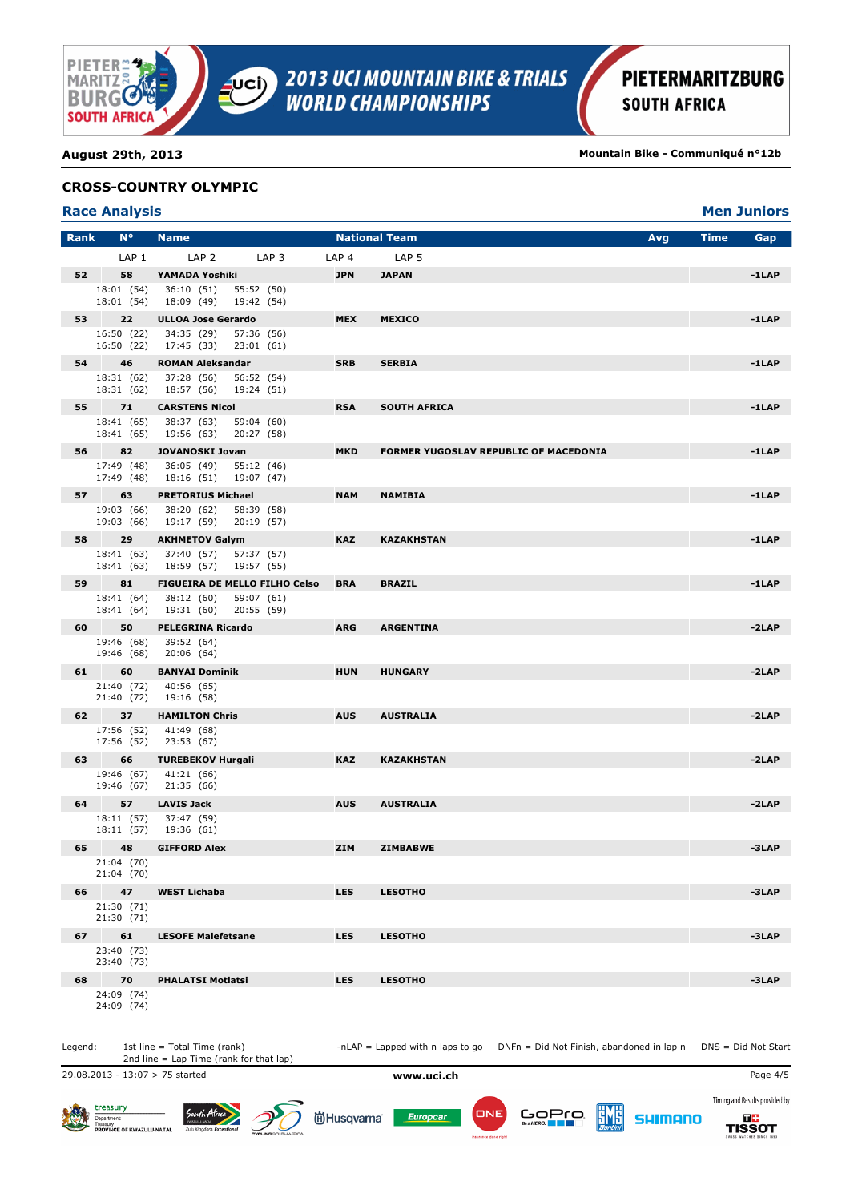## CROSS-COUNTRY OLYMPIC

### Race Analysis

**Men Juniors**

August 29th, 2013 — Mountain Bike - Communiqué n°12b

| Rank | N° | Name | National Team | | Avg | Time | Gap |
|---|---|---|---|---|---|---|---|
| | LAP 1 | LAP 2 | LAP 3 | LAP 4 | LAP 5 | | |
| **52** | **58** | **YAMADA Yoshiki** | **JPN** | **JAPAN** | | | **-1LAP** |
| | 18:01 (54)<br>18:01 (54) | 36:10 (51)<br>18:09 (49) | 55:52 (50)<br>19:42 (54) | | | | |
| **53** | **22** | **ULLOA Jose Gerardo** | **MEX** | **MEXICO** | | | **-1LAP** |
| | 16:50 (22)<br>16:50 (22) | 34:35 (29)<br>17:45 (33) | 57:36 (56)<br>23:01 (61) | | | | |
| **54** | **46** | **ROMAN Aleksandar** | **SRB** | **SERBIA** | | | **-1LAP** |
| | 18:31 (62)<br>18:31 (62) | 37:28 (56)<br>18:57 (56) | 56:52 (54)<br>19:24 (51) | | | | |
| **55** | **71** | **CARSTENS Nicol** | **RSA** | **SOUTH AFRICA** | | | **-1LAP** |
| | 18:41 (65)<br>18:41 (65) | 38:37 (63)<br>19:56 (63) | 59:04 (60)<br>20:27 (58) | | | | |
| **56** | **82** | **JOVANOSKI Jovan** | **MKD** | **FORMER YUGOSLAV REPUBLIC OF MACEDONIA** | | | **-1LAP** |
| | 17:49 (48)<br>17:49 (48) | 36:05 (49)<br>18:16 (51) | 55:12 (46)<br>19:07 (47) | | | | |
| **57** | **63** | **PRETORIUS Michael** | **NAM** | **NAMIBIA** | | | **-1LAP** |
| | 19:03 (66)<br>19:03 (66) | 38:20 (62)<br>19:17 (59) | 58:39 (58)<br>20:19 (57) | | | | |
| **58** | **29** | **AKHMETOV Galym** | **KAZ** | **KAZAKHSTAN** | | | **-1LAP** |
| | 18:41 (63)<br>18:41 (63) | 37:40 (57)<br>18:59 (57) | 57:37 (57)<br>19:57 (55) | | | | |
| **59** | **81** | **FIGUEIRA DE MELLO FILHO Celso** | **BRA** | **BRAZIL** | | | **-1LAP** |
| | 18:41 (64)<br>18:41 (64) | 38:12 (60)<br>19:31 (60) | 59:07 (61)<br>20:55 (59) | | | | |
| **60** | **50** | **PELEGRINA Ricardo** | **ARG** | **ARGENTINA** | | | **-2LAP** |
| | 19:46 (68)<br>19:46 (68) | 39:52 (64)<br>20:06 (64) | | | | | |
| **61** | **60** | **BANYAI Dominik** | **HUN** | **HUNGARY** | | | **-2LAP** |
| | 21:40 (72)<br>21:40 (72) | 40:56 (65)<br>19:16 (58) | | | | | |
| **62** | **37** | **HAMILTON Chris** | **AUS** | **AUSTRALIA** | | | **-2LAP** |
| | 17:56 (52)<br>17:56 (52) | 41:49 (68)<br>23:53 (67) | | | | | |
| **63** | **66** | **TUREBEKOV Hurgali** | **KAZ** | **KAZAKHSTAN** | | | **-2LAP** |
| | 19:46 (67)<br>19:46 (67) | 41:21 (66)<br>21:35 (66) | | | | | |
| **64** | **57** | **LAVIS Jack** | **AUS** | **AUSTRALIA** | | | **-2LAP** |
| | 18:11 (57)<br>18:11 (57) | 37:47 (59)<br>19:36 (61) | | | | | |
| **65** | **48** | **GIFFORD Alex** | **ZIM** | **ZIMBABWE** | | | **-3LAP** |
| | 21:04 (70)<br>21:04 (70) | | | | | | |
| **66** | **47** | **WEST Lichaba** | **LES** | **LESOTHO** | | | **-3LAP** |
| | 21:30 (71)<br>21:30 (71) | | | | | | |
| **67** | **61** | **LESOFE Malefetsane** | **LES** | **LESOTHO** | | | **-3LAP** |
| | 23:40 (73)<br>23:40 (73) | | | | | | |
| **68** | **70** | **PHALATSI Motlatsi** | **LES** | **LESOTHO** | | | **-3LAP** |
| | 24:09 (74)<br>24:09 (74) | | | | | | |

Legend: 1st line = Total Time (rank) — 2nd line = Lap Time (rank for that lap) — -nLAP = Lapped with n laps to go — DNFn = Did Not Finish, abandoned in lap n — DNS = Did Not Start

29.08.2013 - 13:07 > 75 started

www.uci.ch

Timing and Results provided by TISSOT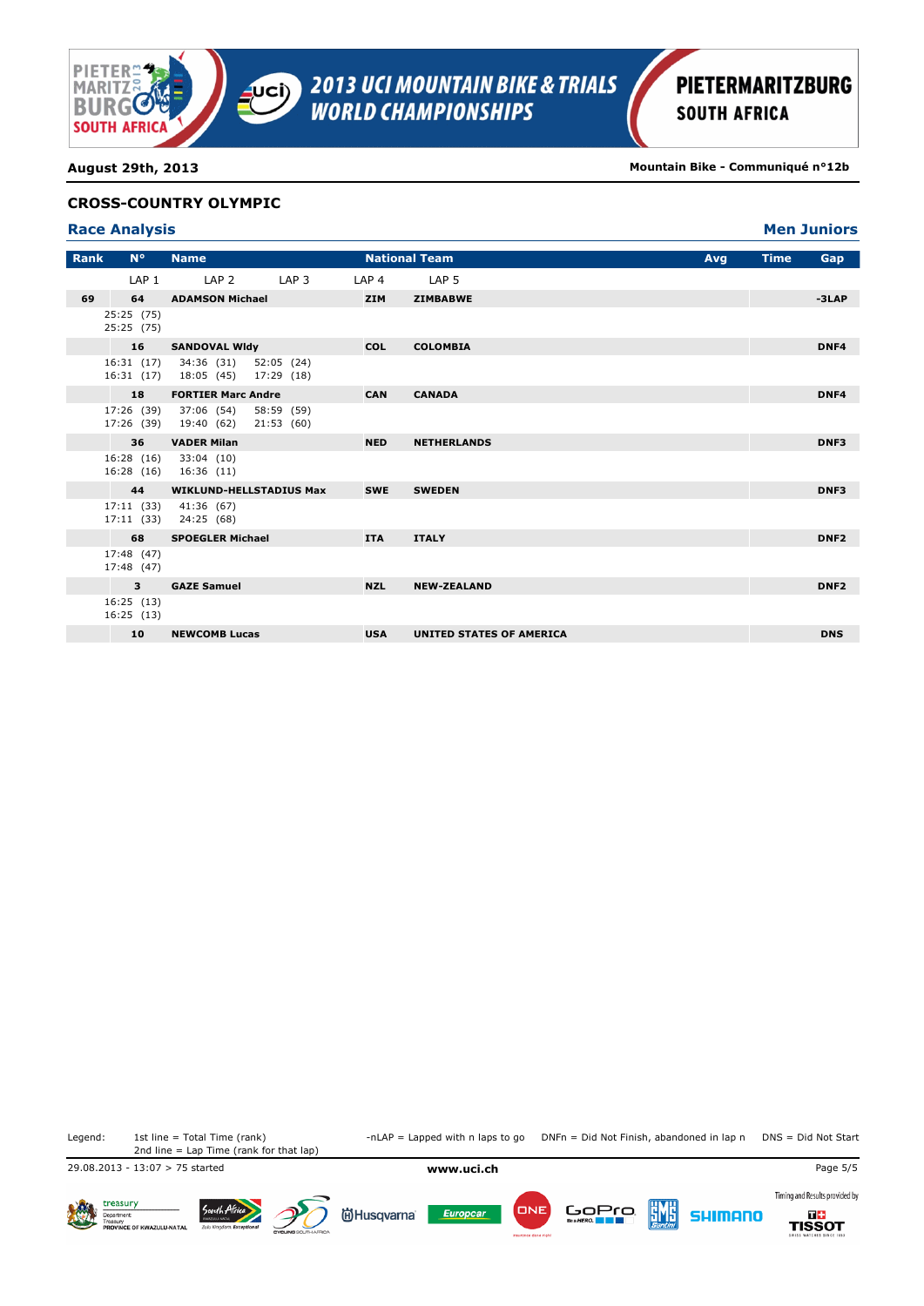**August 29th, 2013** — **Mountain Bike - Communiqué n°12b**

## CROSS-COUNTRY OLYMPIC

### Race Analysis — Men Juniors

| Rank | N° | Name | National Team | | Avg | Time | Gap |
|---|---|---|---|---|---|---|---|
| | LAP 1 | LAP 2 | LAP 3 | LAP 4 | LAP 5 | | |
| **69** | **64** | **ADAMSON Michael** | **ZIM** | **ZIMBABWE** | | | **-3LAP** |
| | 25:25 (75)<br>25:25 (75) | | | | | | |
| | **16** | **SANDOVAL Wldy** | **COL** | **COLOMBIA** | | | **DNF4** |
| | 16:31 (17)<br>16:31 (17) | 34:36 (31)<br>18:05 (45) | 52:05 (24)<br>17:29 (18) | | | | |
| | **18** | **FORTIER Marc Andre** | **CAN** | **CANADA** | | | **DNF4** |
| | 17:26 (39)<br>17:26 (39) | 37:06 (54)<br>19:40 (62) | 58:59 (59)<br>21:53 (60) | | | | |
| | **36** | **VADER Milan** | **NED** | **NETHERLANDS** | | | **DNF3** |
| | 16:28 (16)<br>16:28 (16) | 33:04 (10)<br>16:36 (11) | | | | | |
| | **44** | **WIKLUND-HELLSTADIUS Max** | **SWE** | **SWEDEN** | | | **DNF3** |
| | 17:11 (33)<br>17:11 (33) | 41:36 (67)<br>24:25 (68) | | | | | |
| | **68** | **SPOEGLER Michael** | **ITA** | **ITALY** | | | **DNF2** |
| | 17:48 (47)<br>17:48 (47) | | | | | | |
| | **3** | **GAZE Samuel** | **NZL** | **NEW-ZEALAND** | | | **DNF2** |
| | 16:25 (13)<br>16:25 (13) | | | | | | |
| | **10** | **NEWCOMB Lucas** | **USA** | **UNITED STATES OF AMERICA** | | | **DNS** |

Legend: 1st line = Total Time (rank) 2nd line = Lap Time (rank for that lap) -nLAP = Lapped with n laps to go DNFn = Did Not Finish, abandoned in lap n DNS = Did Not Start

29.08.2013 - 13:07 > 75 started

www.uci.ch

Timing and Results provided by TISSOT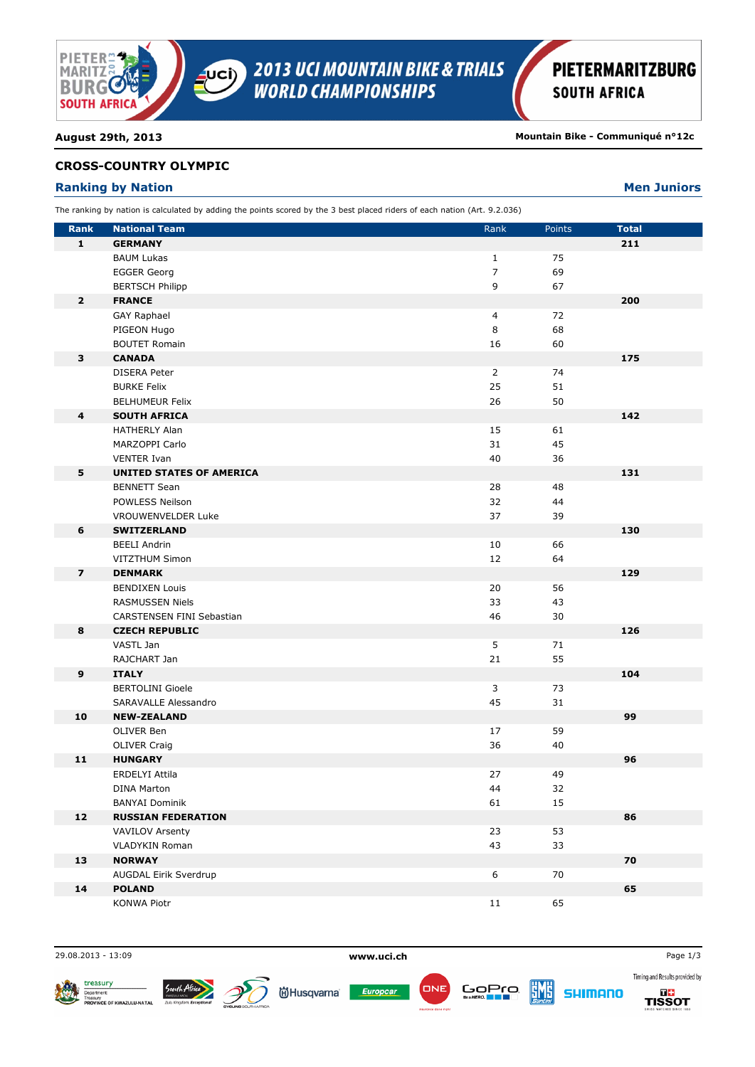# 2013 UCI MOUNTAIN BIKE & TRIALS WORLD CHAMPIONSHIPS

**PIETERMARITZBURG SOUTH AFRICA**

**August 29th, 2013** | **Mountain Bike - Communiqué n°12c**

## CROSS-COUNTRY OLYMPIC

### Ranking by Nation — Men Juniors

The ranking by nation is calculated by adding the points scored by the 3 best placed riders of each nation (Art. 9.2.036)

| Rank | National Team | Rank | Points | Total |
|---|---|---|---|---|
| **1** | **GERMANY** | | | **211** |
| | BAUM Lukas | 1 | 75 | |
| | EGGER Georg | 7 | 69 | |
| | BERTSCH Philipp | 9 | 67 | |
| **2** | **FRANCE** | | | **200** |
| | GAY Raphael | 4 | 72 | |
| | PIGEON Hugo | 8 | 68 | |
| | BOUTET Romain | 16 | 60 | |
| **3** | **CANADA** | | | **175** |
| | DISERA Peter | 2 | 74 | |
| | BURKE Felix | 25 | 51 | |
| | BELHUMEUR Felix | 26 | 50 | |
| **4** | **SOUTH AFRICA** | | | **142** |
| | HATHERLY Alan | 15 | 61 | |
| | MARZOPPI Carlo | 31 | 45 | |
| | VENTER Ivan | 40 | 36 | |
| **5** | **UNITED STATES OF AMERICA** | | | **131** |
| | BENNETT Sean | 28 | 48 | |
| | POWLESS Neilson | 32 | 44 | |
| | VROUWENVELDER Luke | 37 | 39 | |
| **6** | **SWITZERLAND** | | | **130** |
| | BEELI Andrin | 10 | 66 | |
| | VITZTHUM Simon | 12 | 64 | |
| **7** | **DENMARK** | | | **129** |
| | BENDIXEN Louis | 20 | 56 | |
| | RASMUSSEN Niels | 33 | 43 | |
| | CARSTENSEN FINI Sebastian | 46 | 30 | |
| **8** | **CZECH REPUBLIC** | | | **126** |
| | VASTL Jan | 5 | 71 | |
| | RAJCHART Jan | 21 | 55 | |
| **9** | **ITALY** | | | **104** |
| | BERTOLINI Gioele | 3 | 73 | |
| | SARAVALLE Alessandro | 45 | 31 | |
| **10** | **NEW-ZEALAND** | | | **99** |
| | OLIVER Ben | 17 | 59 | |
| | OLIVER Craig | 36 | 40 | |
| **11** | **HUNGARY** | | | **96** |
| | ERDELYI Attila | 27 | 49 | |
| | DINA Marton | 44 | 32 | |
| | BANYAI Dominik | 61 | 15 | |
| **12** | **RUSSIAN FEDERATION** | | | **86** |
| | VAVILOV Arsenty | 23 | 53 | |
| | VLADYKIN Roman | 43 | 33 | |
| **13** | **NORWAY** | | | **70** |
| | AUGDAL Eirik Sverdrup | 6 | 70 | |
| **14** | **POLAND** | | | **65** |
| | KONWA Piotr | 11 | 65 | |

29.08.2013 - 13:09 | www.uci.ch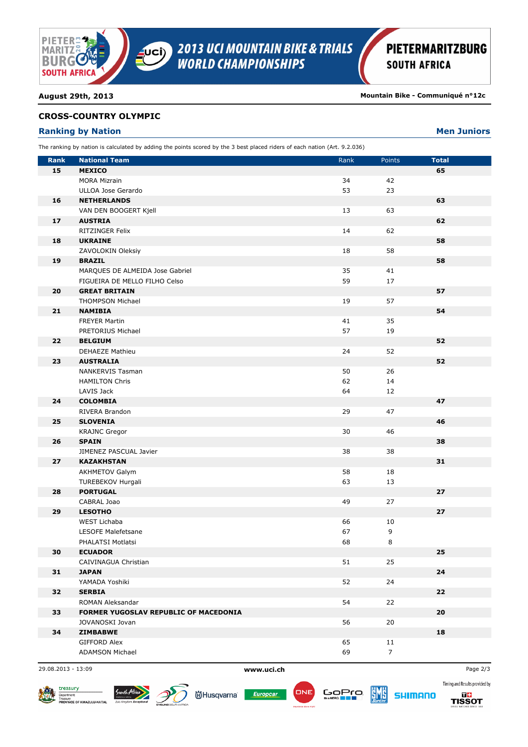**August 29th, 2013** | **Mountain Bike - Communiqué n°12c**

## CROSS-COUNTRY OLYMPIC

### Ranking by Nation — Men Juniors

The ranking by nation is calculated by adding the points scored by the 3 best placed riders of each nation (Art. 9.2.036)

| Rank | National Team | Rank | Points | Total |
|---|---|---|---|---|
| **15** | **MEXICO** | | | **65** |
| | MORA Mizrain | 34 | 42 | |
| | ULLOA Jose Gerardo | 53 | 23 | |
| **16** | **NETHERLANDS** | | | **63** |
| | VAN DEN BOOGERT Kjell | 13 | 63 | |
| **17** | **AUSTRIA** | | | **62** |
| | RITZINGER Felix | 14 | 62 | |
| **18** | **UKRAINE** | | | **58** |
| | ZAVOLOKIN Oleksiy | 18 | 58 | |
| **19** | **BRAZIL** | | | **58** |
| | MARQUES DE ALMEIDA Jose Gabriel | 35 | 41 | |
| | FIGUEIRA DE MELLO FILHO Celso | 59 | 17 | |
| **20** | **GREAT BRITAIN** | | | **57** |
| | THOMPSON Michael | 19 | 57 | |
| **21** | **NAMIBIA** | | | **54** |
| | FREYER Martin | 41 | 35 | |
| | PRETORIUS Michael | 57 | 19 | |
| **22** | **BELGIUM** | | | **52** |
| | DEHAEZE Mathieu | 24 | 52 | |
| **23** | **AUSTRALIA** | | | **52** |
| | NANKERVIS Tasman | 50 | 26 | |
| | HAMILTON Chris | 62 | 14 | |
| | LAVIS Jack | 64 | 12 | |
| **24** | **COLOMBIA** | | | **47** |
| | RIVERA Brandon | 29 | 47 | |
| **25** | **SLOVENIA** | | | **46** |
| | KRAJNC Gregor | 30 | 46 | |
| **26** | **SPAIN** | | | **38** |
| | JIMENEZ PASCUAL Javier | 38 | 38 | |
| **27** | **KAZAKHSTAN** | | | **31** |
| | AKHMETOV Galym | 58 | 18 | |
| | TUREBEKOV Hurgali | 63 | 13 | |
| **28** | **PORTUGAL** | | | **27** |
| | CABRAL Joao | 49 | 27 | |
| **29** | **LESOTHO** | | | **27** |
| | WEST Lichaba | 66 | 10 | |
| | LESOFE Malefetsane | 67 | 9 | |
| | PHALATSI Motlatsi | 68 | 8 | |
| **30** | **ECUADOR** | | | **25** |
| | CAIVINAGUA Christian | 51 | 25 | |
| **31** | **JAPAN** | | | **24** |
| | YAMADA Yoshiki | 52 | 24 | |
| **32** | **SERBIA** | | | **22** |
| | ROMAN Aleksandar | 54 | 22 | |
| **33** | **FORMER YUGOSLAV REPUBLIC OF MACEDONIA** | | | **20** |
| | JOVANOSKI Jovan | 56 | 20 | |
| **34** | **ZIMBABWE** | | | **18** |
| | GIFFORD Alex | 65 | 11 | |
| | ADAMSON Michael | 69 | 7 | |

29.08.2013 - 13:09 | www.uci.ch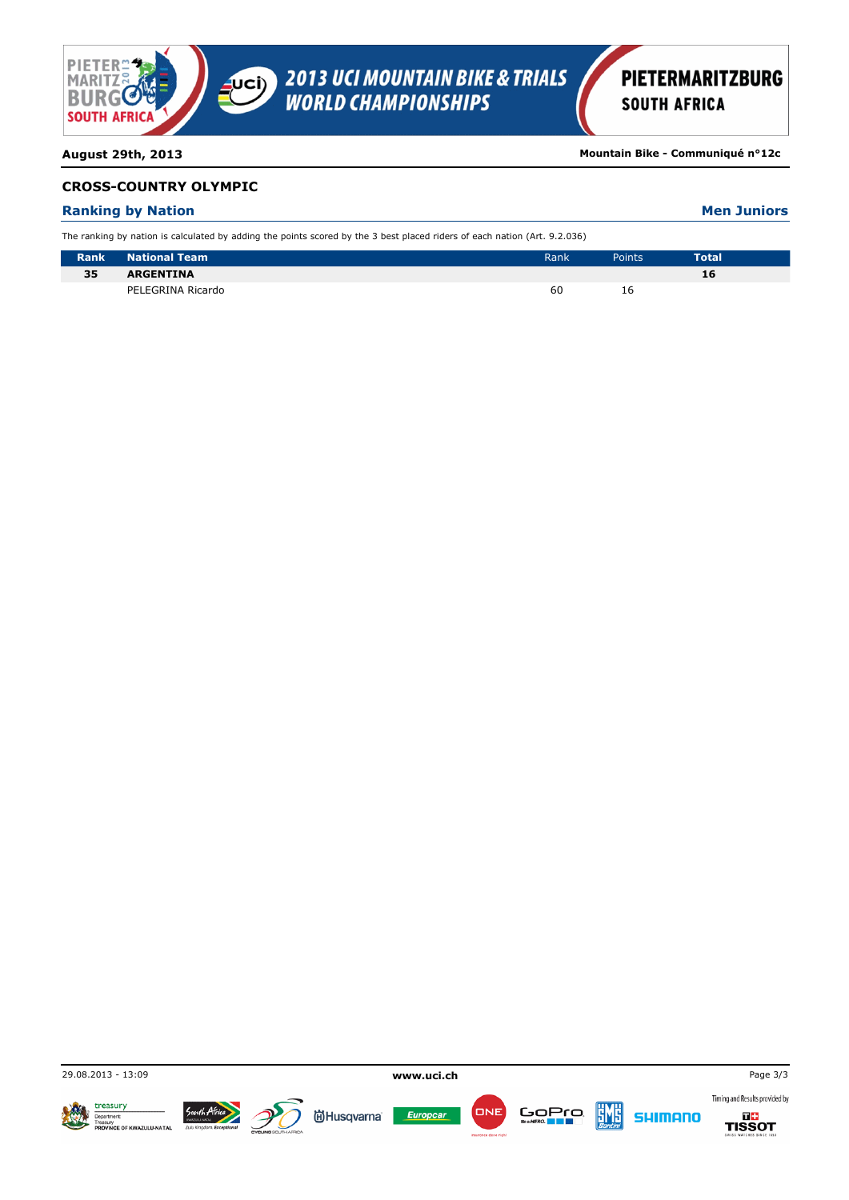August 29th, 2013

Mountain Bike - Communiqué n°12c

## CROSS-COUNTRY OLYMPIC

### Ranking by Nation

**Men Juniors**

The ranking by nation is calculated by adding the points scored by the 3 best placed riders of each nation (Art. 9.2.036)

| Rank | National Team | Rank | Points | Total |
|---|---|---|---|---|
| **35** | **ARGENTINA** | | | **16** |
| | PELEGRINA Ricardo | 60 | 16 | |

29.08.2013 - 13:09

www.uci.ch

Timing and Results provided by TISSOT